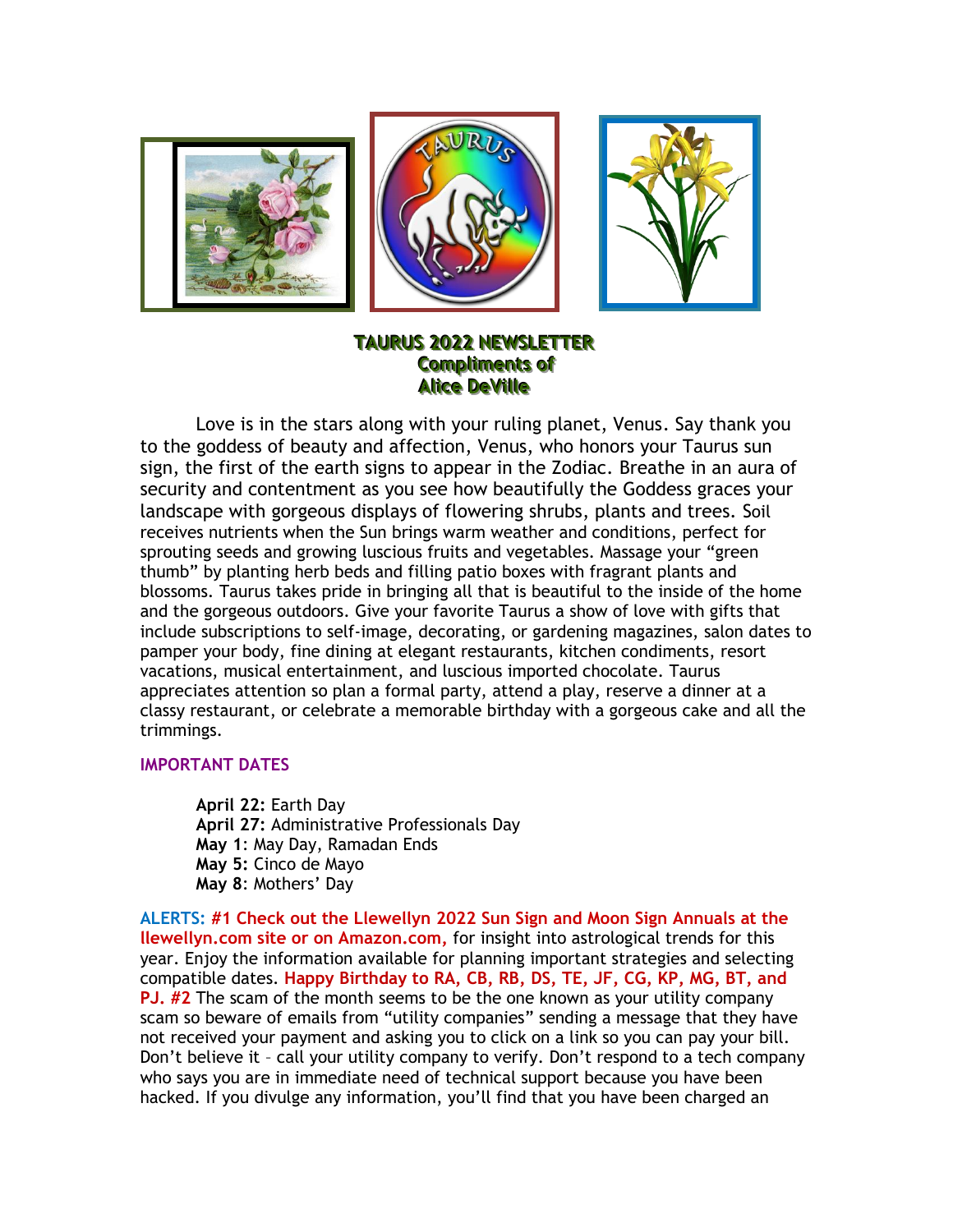# TAURUS 2022 NEWSLETTER
## Compliments of
## Alice DeVille

Love is in the stars along with your ruling planet, Venus. Say thank you to the goddess of beauty and affection, Venus, who honors your Taurus sun sign, the first of the earth signs to appear in the Zodiac. Breathe in an aura of security and contentment as you see how beautifully the Goddess graces your landscape with gorgeous displays of flowering shrubs, plants and trees. Soil receives nutrients when the Sun brings warm weather and conditions, perfect for sprouting seeds and growing luscious fruits and vegetables. Massage your "green thumb" by planting herb beds and filling patio boxes with fragrant plants and blossoms. Taurus takes pride in bringing all that is beautiful to the inside of the home and the gorgeous outdoors. Give your favorite Taurus a show of love with gifts that include subscriptions to self-image, decorating, or gardening magazines, salon dates to pamper your body, fine dining at elegant restaurants, kitchen condiments, resort vacations, musical entertainment, and luscious imported chocolate. Taurus appreciates attention so plan a formal party, attend a play, reserve a dinner at a classy restaurant, or celebrate a memorable birthday with a gorgeous cake and all the trimmings.

**IMPORTANT DATES**

**April 22:** Earth Day
**April 27:** Administrative Professionals Day
**May 1**: May Day, Ramadan Ends
**May 5:** Cinco de Mayo
**May 8**: Mothers' Day

**ALERTS: #1 Check out the Llewellyn 2022 Sun Sign and Moon Sign Annuals at the llewellyn.com site or on Amazon.com,** for insight into astrological trends for this year. Enjoy the information available for planning important strategies and selecting compatible dates. **Happy Birthday to RA, CB, RB, DS, TE, JF, CG, KP, MG, BT, and PJ. #2** The scam of the month seems to be the one known as your utility company scam so beware of emails from "utility companies" sending a message that they have not received your payment and asking you to click on a link so you can pay your bill. Don't believe it – call your utility company to verify. Don't respond to a tech company who says you are in immediate need of technical support because you have been hacked. If you divulge any information, you'll find that you have been charged an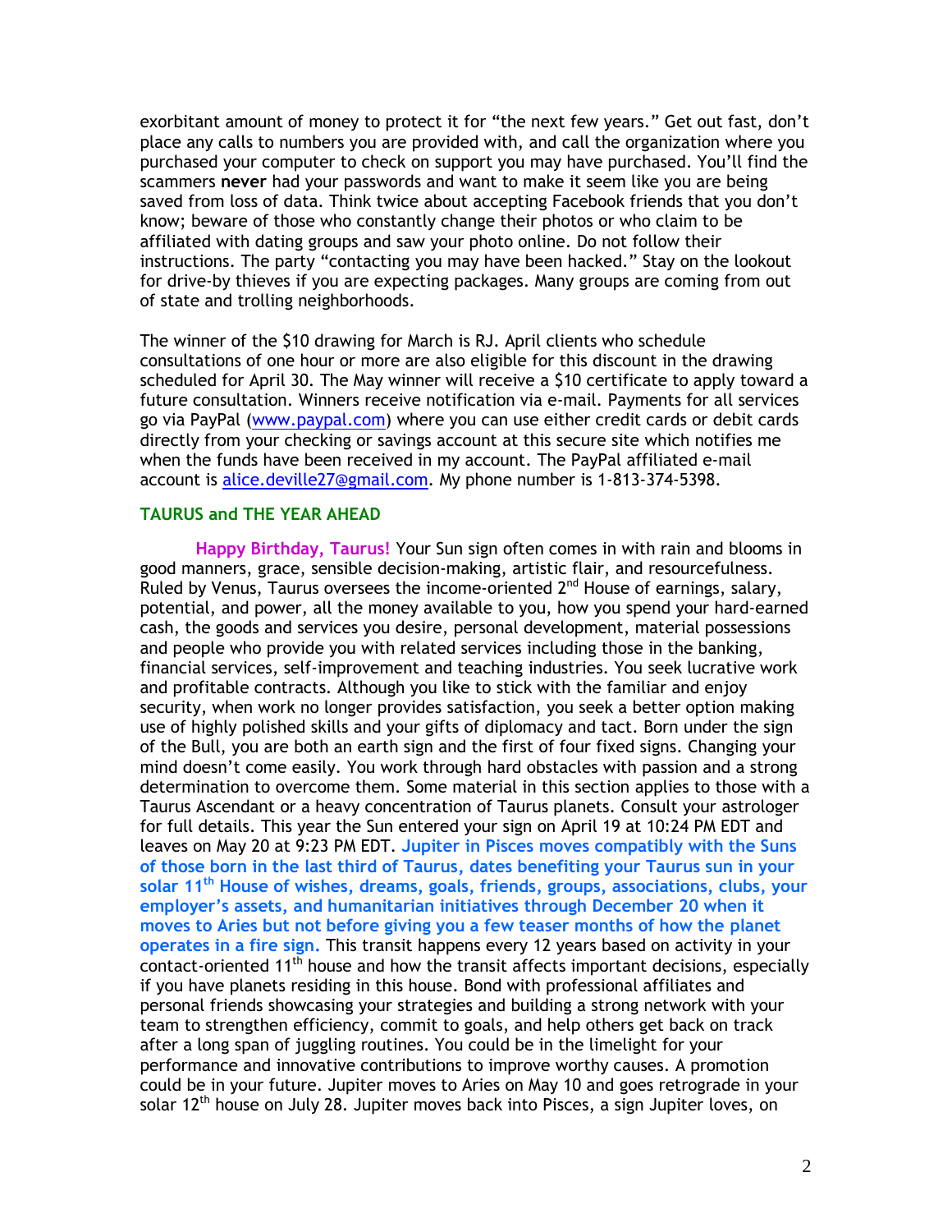exorbitant amount of money to protect it for "the next few years." Get out fast, don't place any calls to numbers you are provided with, and call the organization where you purchased your computer to check on support you may have purchased. You'll find the scammers **never** had your passwords and want to make it seem like you are being saved from loss of data. Think twice about accepting Facebook friends that you don't know; beware of those who constantly change their photos or who claim to be affiliated with dating groups and saw your photo online. Do not follow their instructions. The party "contacting you may have been hacked." Stay on the lookout for drive-by thieves if you are expecting packages. Many groups are coming from out of state and trolling neighborhoods.

The winner of the $10 drawing for March is RJ. April clients who schedule consultations of one hour or more are also eligible for this discount in the drawing scheduled for April 30. The May winner will receive a $10 certificate to apply toward a future consultation. Winners receive notification via e-mail. Payments for all services go via PayPal (www.paypal.com) where you can use either credit cards or debit cards directly from your checking or savings account at this secure site which notifies me when the funds have been received in my account. The PayPal affiliated e-mail account is alice.deville27@gmail.com. My phone number is 1-813-374-5398.

### TAURUS and THE YEAR AHEAD

**Happy Birthday, Taurus!** Your Sun sign often comes in with rain and blooms in good manners, grace, sensible decision-making, artistic flair, and resourcefulness. Ruled by Venus, Taurus oversees the income-oriented 2nd House of earnings, salary, potential, and power, all the money available to you, how you spend your hard-earned cash, the goods and services you desire, personal development, material possessions and people who provide you with related services including those in the banking, financial services, self-improvement and teaching industries. You seek lucrative work and profitable contracts. Although you like to stick with the familiar and enjoy security, when work no longer provides satisfaction, you seek a better option making use of highly polished skills and your gifts of diplomacy and tact. Born under the sign of the Bull, you are both an earth sign and the first of four fixed signs. Changing your mind doesn't come easily. You work through hard obstacles with passion and a strong determination to overcome them. Some material in this section applies to those with a Taurus Ascendant or a heavy concentration of Taurus planets. Consult your astrologer for full details. This year the Sun entered your sign on April 19 at 10:24 PM EDT and leaves on May 20 at 9:23 PM EDT. **Jupiter in Pisces moves compatibly with the Suns of those born in the last third of Taurus, dates benefiting your Taurus sun in your solar 11th House of wishes, dreams, goals, friends, groups, associations, clubs, your employer's assets, and humanitarian initiatives through December 20 when it moves to Aries but not before giving you a few teaser months of how the planet operates in a fire sign.** This transit happens every 12 years based on activity in your contact-oriented 11th house and how the transit affects important decisions, especially if you have planets residing in this house. Bond with professional affiliates and personal friends showcasing your strategies and building a strong network with your team to strengthen efficiency, commit to goals, and help others get back on track after a long span of juggling routines. You could be in the limelight for your performance and innovative contributions to improve worthy causes. A promotion could be in your future. Jupiter moves to Aries on May 10 and goes retrograde in your solar 12th house on July 28. Jupiter moves back into Pisces, a sign Jupiter loves, on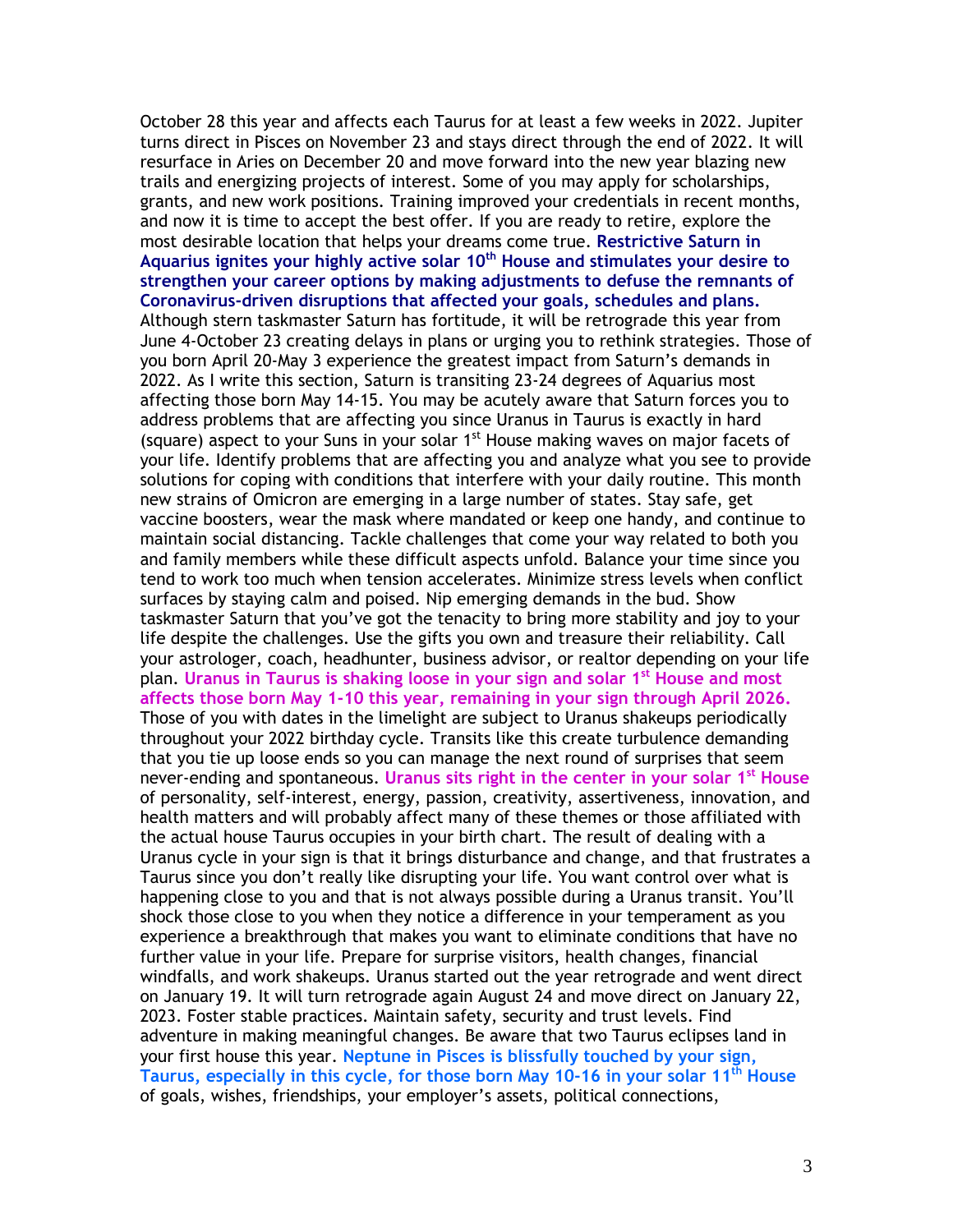October 28 this year and affects each Taurus for at least a few weeks in 2022. Jupiter turns direct in Pisces on November 23 and stays direct through the end of 2022. It will resurface in Aries on December 20 and move forward into the new year blazing new trails and energizing projects of interest. Some of you may apply for scholarships, grants, and new work positions. Training improved your credentials in recent months, and now it is time to accept the best offer. If you are ready to retire, explore the most desirable location that helps your dreams come true. **Restrictive Saturn in Aquarius ignites your highly active solar 10th House and stimulates your desire to strengthen your career options by making adjustments to defuse the remnants of Coronavirus-driven disruptions that affected your goals, schedules and plans.** Although stern taskmaster Saturn has fortitude, it will be retrograde this year from June 4-October 23 creating delays in plans or urging you to rethink strategies. Those of you born April 20-May 3 experience the greatest impact from Saturn's demands in 2022. As I write this section, Saturn is transiting 23-24 degrees of Aquarius most affecting those born May 14-15. You may be acutely aware that Saturn forces you to address problems that are affecting you since Uranus in Taurus is exactly in hard (square) aspect to your Suns in your solar 1st House making waves on major facets of your life. Identify problems that are affecting you and analyze what you see to provide solutions for coping with conditions that interfere with your daily routine. This month new strains of Omicron are emerging in a large number of states. Stay safe, get vaccine boosters, wear the mask where mandated or keep one handy, and continue to maintain social distancing. Tackle challenges that come your way related to both you and family members while these difficult aspects unfold. Balance your time since you tend to work too much when tension accelerates. Minimize stress levels when conflict surfaces by staying calm and poised. Nip emerging demands in the bud. Show taskmaster Saturn that you've got the tenacity to bring more stability and joy to your life despite the challenges. Use the gifts you own and treasure their reliability. Call your astrologer, coach, headhunter, business advisor, or realtor depending on your life plan. **Uranus in Taurus is shaking loose in your sign and solar 1st House and most affects those born May 1-10 this year, remaining in your sign through April 2026.** Those of you with dates in the limelight are subject to Uranus shakeups periodically throughout your 2022 birthday cycle. Transits like this create turbulence demanding that you tie up loose ends so you can manage the next round of surprises that seem never-ending and spontaneous. **Uranus sits right in the center in your solar 1st House** of personality, self-interest, energy, passion, creativity, assertiveness, innovation, and health matters and will probably affect many of these themes or those affiliated with the actual house Taurus occupies in your birth chart. The result of dealing with a Uranus cycle in your sign is that it brings disturbance and change, and that frustrates a Taurus since you don't really like disrupting your life. You want control over what is happening close to you and that is not always possible during a Uranus transit. You'll shock those close to you when they notice a difference in your temperament as you experience a breakthrough that makes you want to eliminate conditions that have no further value in your life. Prepare for surprise visitors, health changes, financial windfalls, and work shakeups. Uranus started out the year retrograde and went direct on January 19. It will turn retrograde again August 24 and move direct on January 22, 2023. Foster stable practices. Maintain safety, security and trust levels. Find adventure in making meaningful changes. Be aware that two Taurus eclipses land in your first house this year. **Neptune in Pisces is blissfully touched by your sign, Taurus, especially in this cycle, for those born May 10-16 in your solar 11th House** of goals, wishes, friendships, your employer's assets, political connections,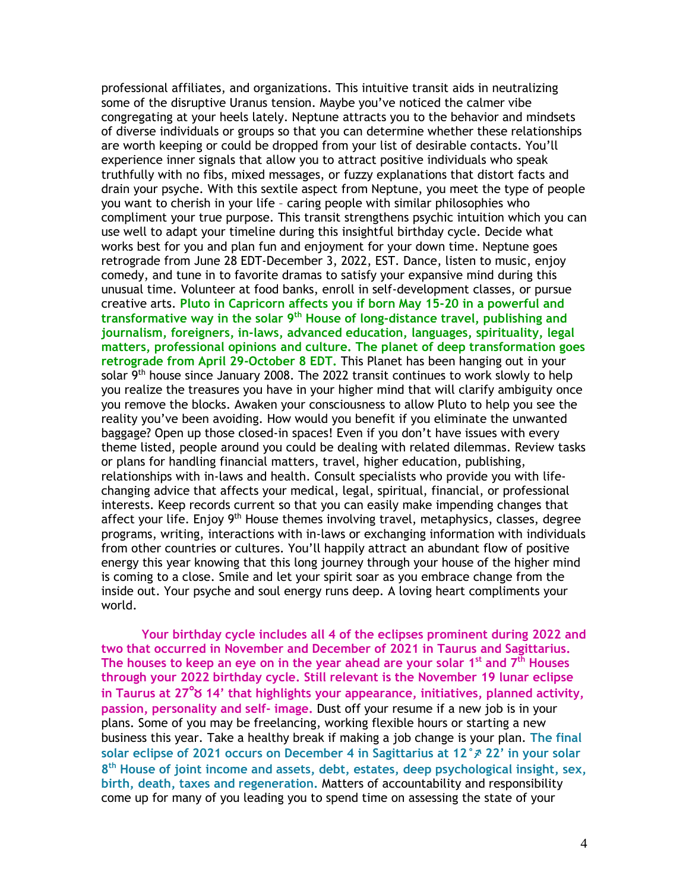professional affiliates, and organizations. This intuitive transit aids in neutralizing some of the disruptive Uranus tension. Maybe you've noticed the calmer vibe congregating at your heels lately. Neptune attracts you to the behavior and mindsets of diverse individuals or groups so that you can determine whether these relationships are worth keeping or could be dropped from your list of desirable contacts. You'll experience inner signals that allow you to attract positive individuals who speak truthfully with no fibs, mixed messages, or fuzzy explanations that distort facts and drain your psyche. With this sextile aspect from Neptune, you meet the type of people you want to cherish in your life – caring people with similar philosophies who compliment your true purpose. This transit strengthens psychic intuition which you can use well to adapt your timeline during this insightful birthday cycle. Decide what works best for you and plan fun and enjoyment for your down time. Neptune goes retrograde from June 28 EDT-December 3, 2022, EST. Dance, listen to music, enjoy comedy, and tune in to favorite dramas to satisfy your expansive mind during this unusual time. Volunteer at food banks, enroll in self-development classes, or pursue creative arts. **Pluto in Capricorn affects you if born May 15-20 in a powerful and transformative way in the solar 9th House of long-distance travel, publishing and journalism, foreigners, in-laws, advanced education, languages, spirituality, legal matters, professional opinions and culture. The planet of deep transformation goes retrograde from April 29-October 8 EDT.** This Planet has been hanging out in your solar 9th house since January 2008. The 2022 transit continues to work slowly to help you realize the treasures you have in your higher mind that will clarify ambiguity once you remove the blocks. Awaken your consciousness to allow Pluto to help you see the reality you've been avoiding. How would you benefit if you eliminate the unwanted baggage? Open up those closed-in spaces! Even if you don't have issues with every theme listed, people around you could be dealing with related dilemmas. Review tasks or plans for handling financial matters, travel, higher education, publishing, relationships with in-laws and health. Consult specialists who provide you with life-changing advice that affects your medical, legal, spiritual, financial, or professional interests. Keep records current so that you can easily make impending changes that affect your life. Enjoy 9th House themes involving travel, metaphysics, classes, degree programs, writing, interactions with in-laws or exchanging information with individuals from other countries or cultures. You'll happily attract an abundant flow of positive energy this year knowing that this long journey through your house of the higher mind is coming to a close. Smile and let your spirit soar as you embrace change from the inside out. Your psyche and soul energy runs deep. A loving heart compliments your world.

**Your birthday cycle includes all 4 of the eclipses prominent during 2022 and two that occurred in November and December of 2021 in Taurus and Sagittarius. The houses to keep an eye on in the year ahead are your solar 1st and 7th Houses through your 2022 birthday cycle. Still relevant is the November 19 lunar eclipse in Taurus at 27°♉ 14' that highlights your appearance, initiatives, planned activity, passion, personality and self- image.** Dust off your resume if a new job is in your plans. Some of you may be freelancing, working flexible hours or starting a new business this year. Take a healthy break if making a job change is your plan. **The final solar eclipse of 2021 occurs on December 4 in Sagittarius at 12°♐ 22' in your solar 8th House of joint income and assets, debt, estates, deep psychological insight, sex, birth, death, taxes and regeneration.** Matters of accountability and responsibility come up for many of you leading you to spend time on assessing the state of your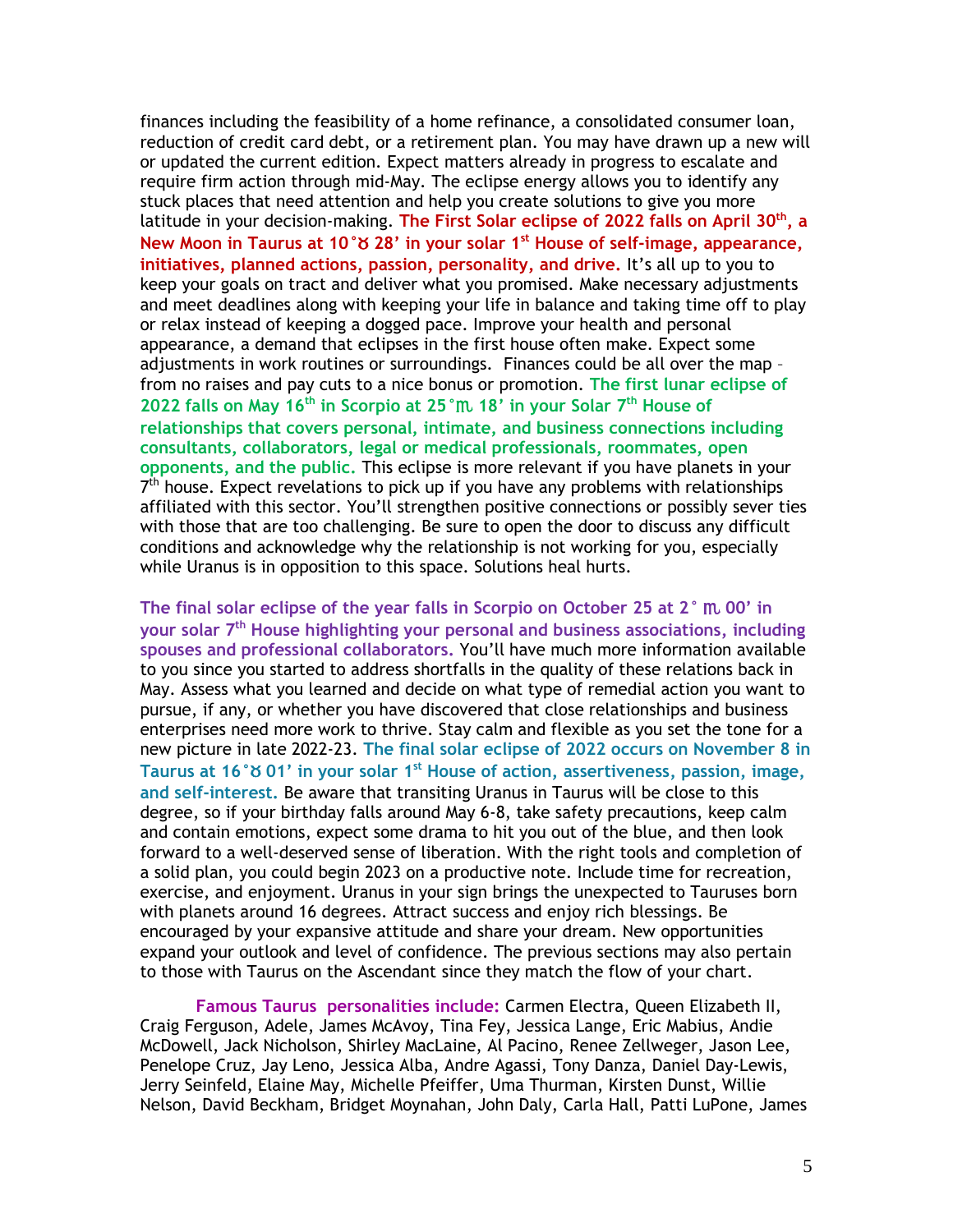finances including the feasibility of a home refinance, a consolidated consumer loan, reduction of credit card debt, or a retirement plan. You may have drawn up a new will or updated the current edition. Expect matters already in progress to escalate and require firm action through mid-May. The eclipse energy allows you to identify any stuck places that need attention and help you create solutions to give you more latitude in your decision-making. **The First Solar eclipse of 2022 falls on April 30th, a New Moon in Taurus at 10°♉ 28' in your solar 1st House of self-image, appearance, initiatives, planned actions, passion, personality, and drive.** It's all up to you to keep your goals on tact and deliver what you promised. Make necessary adjustments and meet deadlines along with keeping your life in balance and taking time off to play or relax instead of keeping a dogged pace. Improve your health and personal appearance, a demand that eclipses in the first house often make. Expect some adjustments in work routines or surroundings. Finances could be all over the map – from no raises and pay cuts to a nice bonus or promotion. **The first lunar eclipse of 2022 falls on May 16th in Scorpio at 25°♏ 18' in your Solar 7th House of relationships that covers personal, intimate, and business connections including consultants, collaborators, legal or medical professionals, roommates, open opponents, and the public.** This eclipse is more relevant if you have planets in your 7th house. Expect revelations to pick up if you have any problems with relationships affiliated with this sector. You'll strengthen positive connections or possibly sever ties with those that are too challenging. Be sure to open the door to discuss any difficult conditions and acknowledge why the relationship is not working for you, especially while Uranus is in opposition to this space. Solutions heal hurts.

**The final solar eclipse of the year falls in Scorpio on October 25 at 2° ♏ 00' in your solar 7th House highlighting your personal and business associations, including spouses and professional collaborators.** You'll have much more information available to you since you started to address shortfalls in the quality of these relations back in May. Assess what you learned and decide on what type of remedial action you want to pursue, if any, or whether you have discovered that close relationships and business enterprises need more work to thrive. Stay calm and flexible as you set the tone for a new picture in late 2022-23. **The final solar eclipse of 2022 occurs on November 8 in Taurus at 16°♉ 01' in your solar 1st House of action, assertiveness, passion, image, and self-interest.** Be aware that transiting Uranus in Taurus will be close to this degree, so if your birthday falls around May 6-8, take safety precautions, keep calm and contain emotions, expect some drama to hit you out of the blue, and then look forward to a well-deserved sense of liberation. With the right tools and completion of a solid plan, you could begin 2023 on a productive note. Include time for recreation, exercise, and enjoyment. Uranus in your sign brings the unexpected to Tauruses born with planets around 16 degrees. Attract success and enjoy rich blessings. Be encouraged by your expansive attitude and share your dream. New opportunities expand your outlook and level of confidence. The previous sections may also pertain to those with Taurus on the Ascendant since they match the flow of your chart.

**Famous Taurus personalities include:** Carmen Electra, Queen Elizabeth II, Craig Ferguson, Adele, James McAvoy, Tina Fey, Jessica Lange, Eric Mabius, Andie McDowell, Jack Nicholson, Shirley MacLaine, Al Pacino, Renee Zellweger, Jason Lee, Penelope Cruz, Jay Leno, Jessica Alba, Andre Agassi, Tony Danza, Daniel Day-Lewis, Jerry Seinfeld, Elaine May, Michelle Pfeiffer, Uma Thurman, Kirsten Dunst, Willie Nelson, David Beckham, Bridget Moynahan, John Daly, Carla Hall, Patti LuPone, James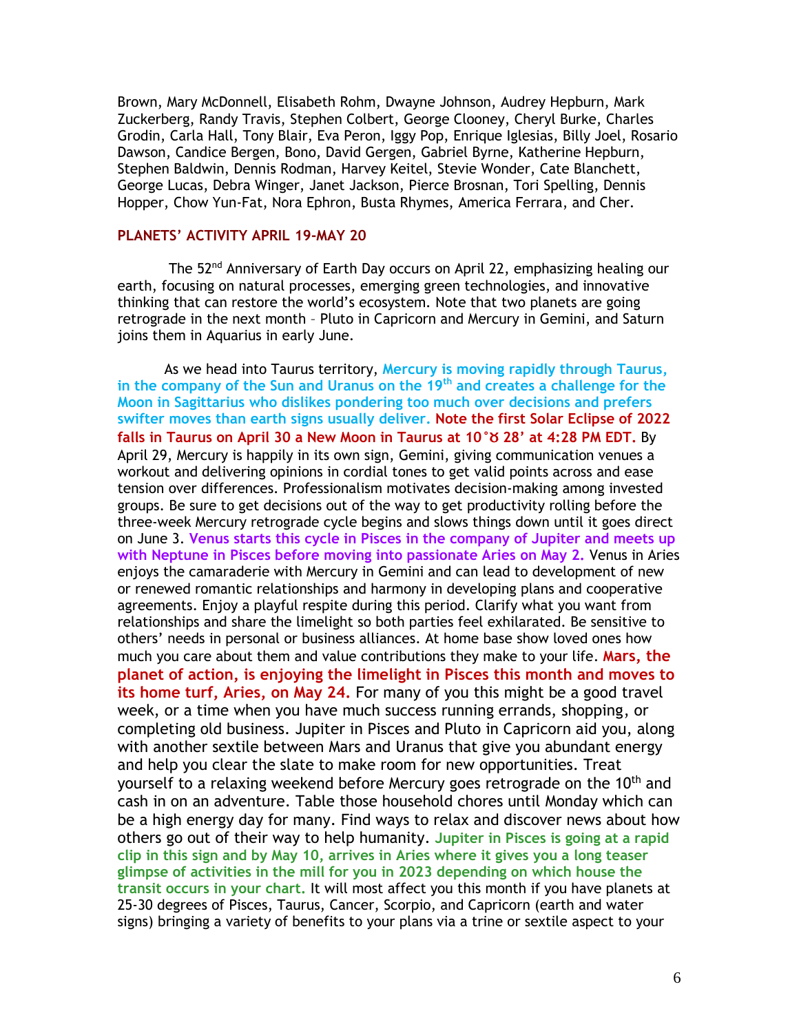Brown, Mary McDonnell, Elisabeth Rohm, Dwayne Johnson, Audrey Hepburn, Mark Zuckerberg, Randy Travis, Stephen Colbert, George Clooney, Cheryl Burke, Charles Grodin, Carla Hall, Tony Blair, Eva Peron, Iggy Pop, Enrique Iglesias, Billy Joel, Rosario Dawson, Candice Bergen, Bono, David Gergen, Gabriel Byrne, Katherine Hepburn, Stephen Baldwin, Dennis Rodman, Harvey Keitel, Stevie Wonder, Cate Blanchett, George Lucas, Debra Winger, Janet Jackson, Pierce Brosnan, Tori Spelling, Dennis Hopper, Chow Yun-Fat, Nora Ephron, Busta Rhymes, America Ferrara, and Cher.

## PLANETS' ACTIVITY APRIL 19-MAY 20

The 52nd Anniversary of Earth Day occurs on April 22, emphasizing healing our earth, focusing on natural processes, emerging green technologies, and innovative thinking that can restore the world's ecosystem. Note that two planets are going retrograde in the next month – Pluto in Capricorn and Mercury in Gemini, and Saturn joins them in Aquarius in early June.

As we head into Taurus territory, **Mercury is moving rapidly through Taurus, in the company of the Sun and Uranus on the 19th and creates a challenge for the Moon in Sagittarius who dislikes pondering too much over decisions and prefers swifter moves than earth signs usually deliver.** **Note the first Solar Eclipse of 2022 falls in Taurus on April 30 a New Moon in Taurus at 10°♉ 28' at 4:28 PM EDT.** By April 29, Mercury is happily in its own sign, Gemini, giving communication venues a workout and delivering opinions in cordial tones to get valid points across and ease tension over differences. Professionalism motivates decision-making among invested groups. Be sure to get decisions out of the way to get productivity rolling before the three-week Mercury retrograde cycle begins and slows things down until it goes direct on June 3. **Venus starts this cycle in Pisces in the company of Jupiter and meets up with Neptune in Pisces before moving into passionate Aries on May 2.** Venus in Aries enjoys the camaraderie with Mercury in Gemini and can lead to development of new or renewed romantic relationships and harmony in developing plans and cooperative agreements. Enjoy a playful respite during this period. Clarify what you want from relationships and share the limelight so both parties feel exhilarated. Be sensitive to others' needs in personal or business alliances. At home base show loved ones how much you care about them and value contributions they make to your life. **Mars, the planet of action, is enjoying the limelight in Pisces this month and moves to its home turf, Aries, on May 24.** For many of you this might be a good travel week, or a time when you have much success running errands, shopping, or completing old business. Jupiter in Pisces and Pluto in Capricorn aid you, along with another sextile between Mars and Uranus that give you abundant energy and help you clear the slate to make room for new opportunities. Treat yourself to a relaxing weekend before Mercury goes retrograde on the 10th and cash in on an adventure. Table those household chores until Monday which can be a high energy day for many. Find ways to relax and discover news about how others go out of their way to help humanity. **Jupiter in Pisces is going at a rapid clip in this sign and by May 10, arrives in Aries where it gives you a long teaser glimpse of activities in the mill for you in 2023 depending on which house the transit occurs in your chart.** It will most affect you this month if you have planets at 25-30 degrees of Pisces, Taurus, Cancer, Scorpio, and Capricorn (earth and water signs) bringing a variety of benefits to your plans via a trine or sextile aspect to your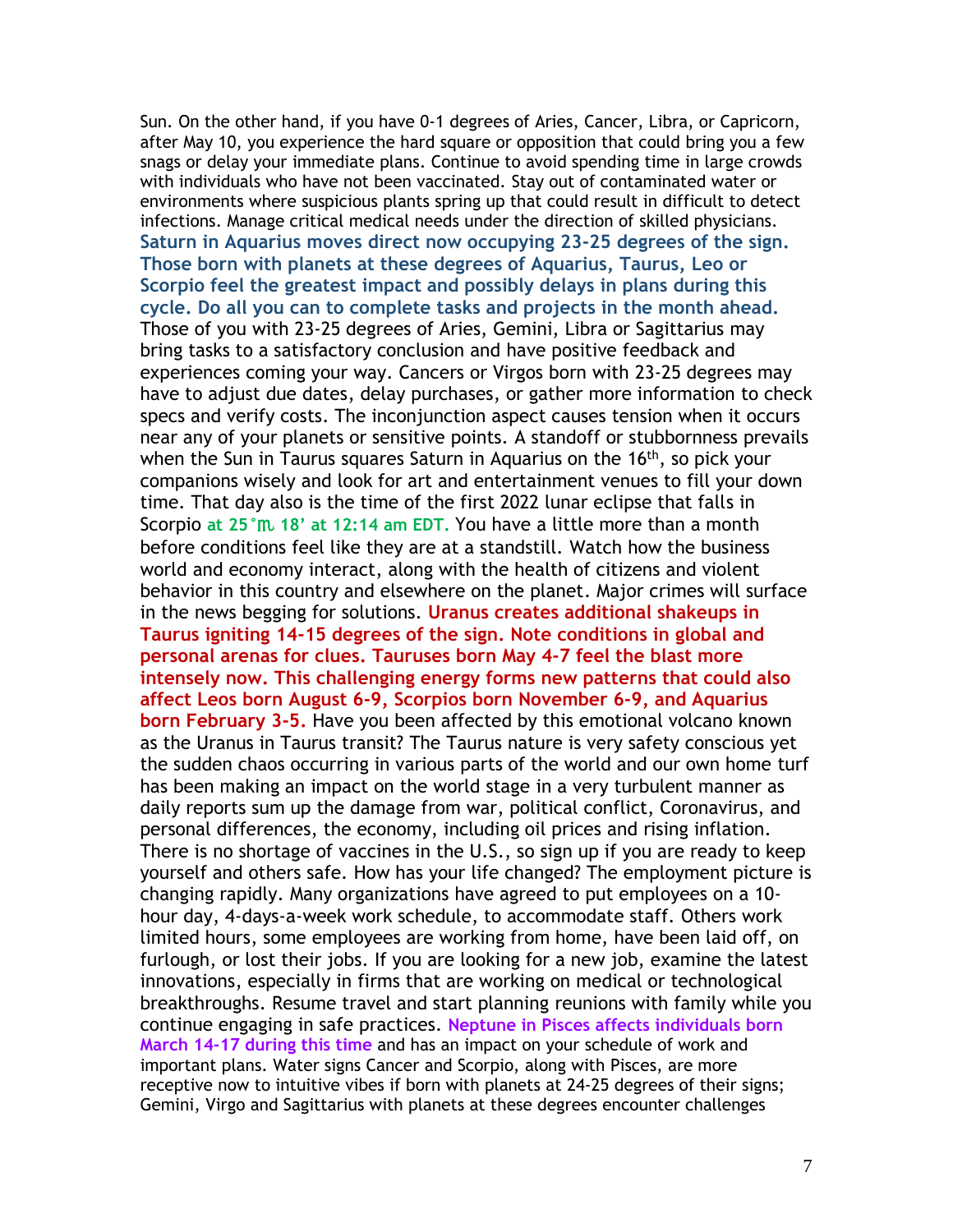Sun. On the other hand, if you have 0-1 degrees of Aries, Cancer, Libra, or Capricorn, after May 10, you experience the hard square or opposition that could bring you a few snags or delay your immediate plans. Continue to avoid spending time in large crowds with individuals who have not been vaccinated. Stay out of contaminated water or environments where suspicious plants spring up that could result in difficult to detect infections. Manage critical medical needs under the direction of skilled physicians. **Saturn in Aquarius moves direct now occupying 23-25 degrees of the sign. Those born with planets at these degrees of Aquarius, Taurus, Leo or Scorpio feel the greatest impact and possibly delays in plans during this cycle. Do all you can to complete tasks and projects in the month ahead.** Those of you with 23-25 degrees of Aries, Gemini, Libra or Sagittarius may bring tasks to a satisfactory conclusion and have positive feedback and experiences coming your way. Cancers or Virgos born with 23-25 degrees may have to adjust due dates, delay purchases, or gather more information to check specs and verify costs. The inconjunction aspect causes tension when it occurs near any of your planets or sensitive points. A standoff or stubbornness prevails when the Sun in Taurus squares Saturn in Aquarius on the 16th, so pick your companions wisely and look for art and entertainment venues to fill your down time. That day also is the time of the first 2022 lunar eclipse that falls in Scorpio **at 25°♏ 18' at 12:14 am EDT.** You have a little more than a month before conditions feel like they are at a standstill. Watch how the business world and economy interact, along with the health of citizens and violent behavior in this country and elsewhere on the planet. Major crimes will surface in the news begging for solutions. **Uranus creates additional shakeups in Taurus igniting 14-15 degrees of the sign. Note conditions in global and personal arenas for clues. Tauruses born May 4-7 feel the blast more intensely now. This challenging energy forms new patterns that could also affect Leos born August 6-9, Scorpios born November 6-9, and Aquarius born February 3-5.** Have you been affected by this emotional volcano known as the Uranus in Taurus transit? The Taurus nature is very safety conscious yet the sudden chaos occurring in various parts of the world and our own home turf has been making an impact on the world stage in a very turbulent manner as daily reports sum up the damage from war, political conflict, Coronavirus, and personal differences, the economy, including oil prices and rising inflation. There is no shortage of vaccines in the U.S., so sign up if you are ready to keep yourself and others safe. How has your life changed? The employment picture is changing rapidly. Many organizations have agreed to put employees on a 10-hour day, 4-days-a-week work schedule, to accommodate staff. Others work limited hours, some employees are working from home, have been laid off, on furlough, or lost their jobs. If you are looking for a new job, examine the latest innovations, especially in firms that are working on medical or technological breakthroughs. Resume travel and start planning reunions with family while you continue engaging in safe practices. **Neptune in Pisces affects individuals born March 14-17 during this time** and has an impact on your schedule of work and important plans. Water signs Cancer and Scorpio, along with Pisces, are more receptive now to intuitive vibes if born with planets at 24-25 degrees of their signs; Gemini, Virgo and Sagittarius with planets at these degrees encounter challenges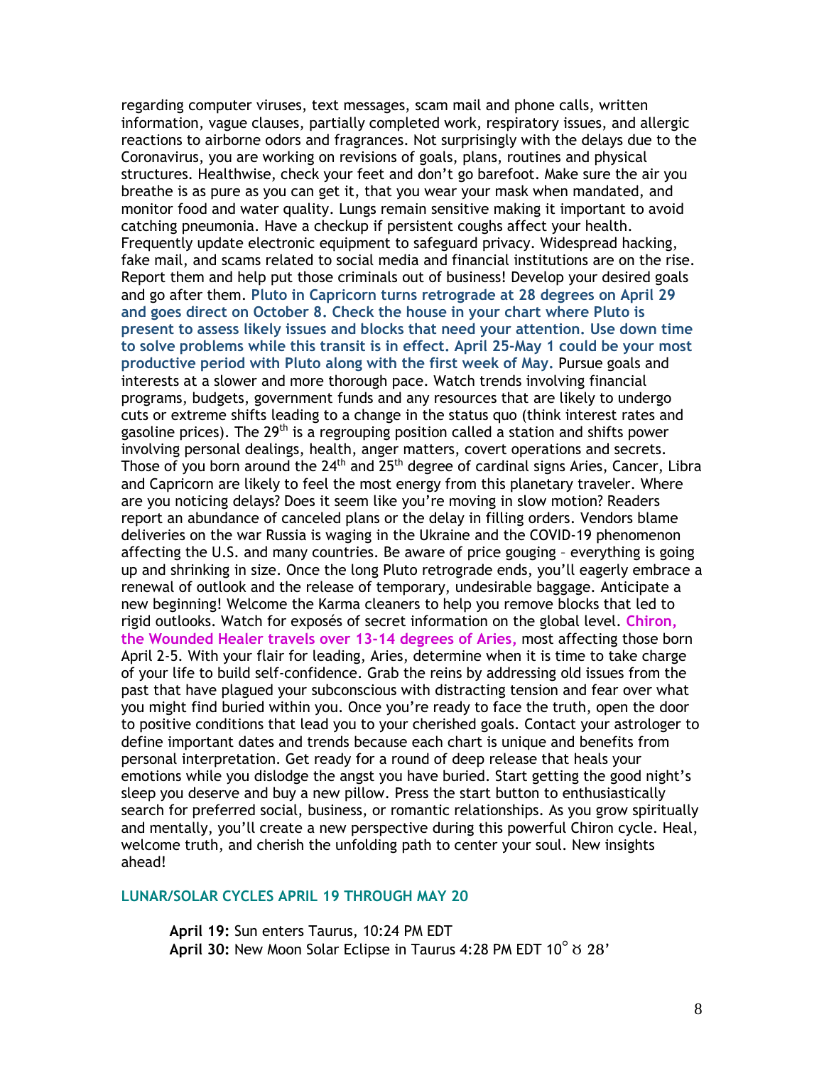regarding computer viruses, text messages, scam mail and phone calls, written information, vague clauses, partially completed work, respiratory issues, and allergic reactions to airborne odors and fragrances. Not surprisingly with the delays due to the Coronavirus, you are working on revisions of goals, plans, routines and physical structures. Healthwise, check your feet and don't go barefoot. Make sure the air you breathe is as pure as you can get it, that you wear your mask when mandated, and monitor food and water quality. Lungs remain sensitive making it important to avoid catching pneumonia. Have a checkup if persistent coughs affect your health. Frequently update electronic equipment to safeguard privacy. Widespread hacking, fake mail, and scams related to social media and financial institutions are on the rise. Report them and help put those criminals out of business! Develop your desired goals and go after them. **Pluto in Capricorn turns retrograde at 28 degrees on April 29 and goes direct on October 8. Check the house in your chart where Pluto is present to assess likely issues and blocks that need your attention. Use down time to solve problems while this transit is in effect. April 25-May 1 could be your most productive period with Pluto along with the first week of May.** Pursue goals and interests at a slower and more thorough pace. Watch trends involving financial programs, budgets, government funds and any resources that are likely to undergo cuts or extreme shifts leading to a change in the status quo (think interest rates and gasoline prices). The 29th is a regrouping position called a station and shifts power involving personal dealings, health, anger matters, covert operations and secrets. Those of you born around the 24th and 25th degree of cardinal signs Aries, Cancer, Libra and Capricorn are likely to feel the most energy from this planetary traveler. Where are you noticing delays? Does it seem like you're moving in slow motion? Readers report an abundance of canceled plans or the delay in filling orders. Vendors blame deliveries on the war Russia is waging in the Ukraine and the COVID-19 phenomenon affecting the U.S. and many countries. Be aware of price gouging – everything is going up and shrinking in size. Once the long Pluto retrograde ends, you'll eagerly embrace a renewal of outlook and the release of temporary, undesirable baggage. Anticipate a new beginning! Welcome the Karma cleaners to help you remove blocks that led to rigid outlooks. Watch for exposés of secret information on the global level. **Chiron, the Wounded Healer travels over 13-14 degrees of Aries,** most affecting those born April 2-5. With your flair for leading, Aries, determine when it is time to take charge of your life to build self-confidence. Grab the reins by addressing old issues from the past that have plagued your subconscious with distracting tension and fear over what you might find buried within you. Once you're ready to face the truth, open the door to positive conditions that lead you to your cherished goals. Contact your astrologer to define important dates and trends because each chart is unique and benefits from personal interpretation. Get ready for a round of deep release that heals your emotions while you dislodge the angst you have buried. Start getting the good night's sleep you deserve and buy a new pillow. Press the start button to enthusiastically search for preferred social, business, or romantic relationships. As you grow spiritually and mentally, you'll create a new perspective during this powerful Chiron cycle. Heal, welcome truth, and cherish the unfolding path to center your soul. New insights ahead!

### LUNAR/SOLAR CYCLES APRIL 19 THROUGH MAY 20

**April 19:** Sun enters Taurus, 10:24 PM EDT
**April 30:** New Moon Solar Eclipse in Taurus 4:28 PM EDT 10° ♉ 28'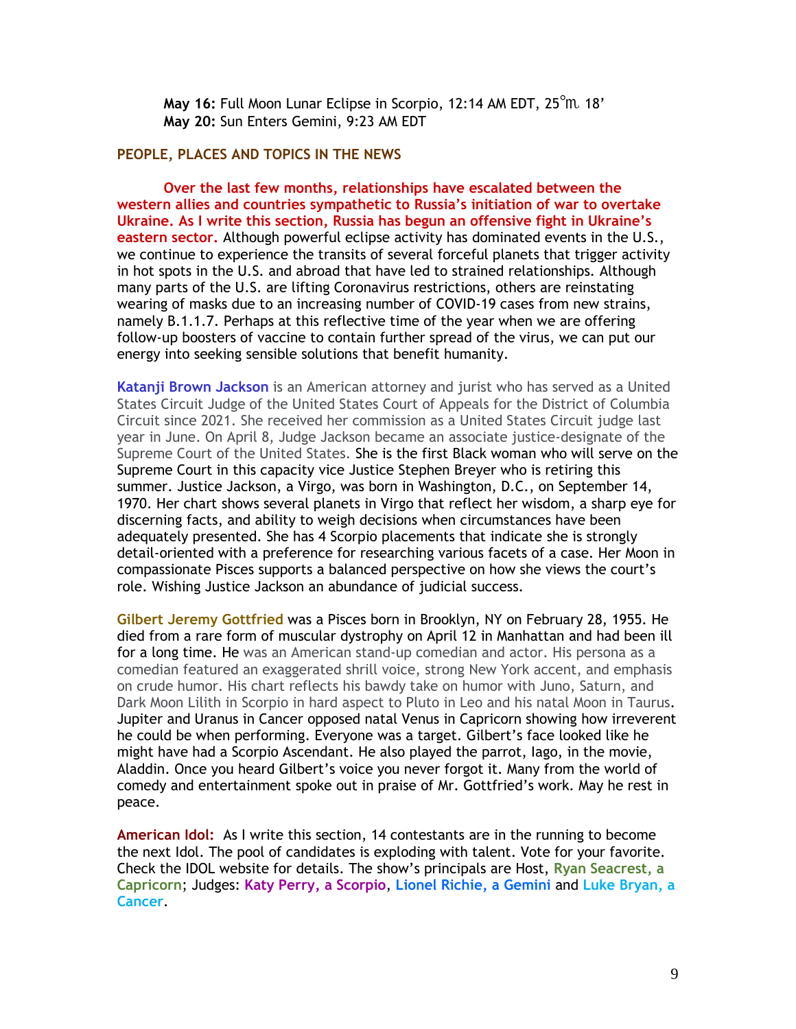**May 16:** Full Moon Lunar Eclipse in Scorpio, 12:14 AM EDT, 25°♏ 18'
**May 20:** Sun Enters Gemini, 9:23 AM EDT

## PEOPLE, PLACES AND TOPICS IN THE NEWS

**Over the last few months, relationships have escalated between the western allies and countries sympathetic to Russia's initiation of war to overtake Ukraine. As I write this section, Russia has begun an offensive fight in Ukraine's eastern sector.** Although powerful eclipse activity has dominated events in the U.S., we continue to experience the transits of several forceful planets that trigger activity in hot spots in the U.S. and abroad that have led to strained relationships. Although many parts of the U.S. are lifting Coronavirus restrictions, others are reinstating wearing of masks due to an increasing number of COVID-19 cases from new strains, namely B.1.1.7. Perhaps at this reflective time of the year when we are offering follow-up boosters of vaccine to contain further spread of the virus, we can put our energy into seeking sensible solutions that benefit humanity.

**Katanji Brown Jackson** is an American attorney and jurist who has served as a United States Circuit Judge of the United States Court of Appeals for the District of Columbia Circuit since 2021. She received her commission as a United States Circuit judge last year in June. On April 8, Judge Jackson became an associate justice-designate of the Supreme Court of the United States. She is the first Black woman who will serve on the Supreme Court in this capacity vice Justice Stephen Breyer who is retiring this summer. Justice Jackson, a Virgo, was born in Washington, D.C., on September 14, 1970. Her chart shows several planets in Virgo that reflect her wisdom, a sharp eye for discerning facts, and ability to weigh decisions when circumstances have been adequately presented. She has 4 Scorpio placements that indicate she is strongly detail-oriented with a preference for researching various facets of a case. Her Moon in compassionate Pisces supports a balanced perspective on how she views the court's role. Wishing Justice Jackson an abundance of judicial success.

**Gilbert Jeremy Gottfried** was a Pisces born in Brooklyn, NY on February 28, 1955. He died from a rare form of muscular dystrophy on April 12 in Manhattan and had been ill for a long time. He was an American stand-up comedian and actor. His persona as a comedian featured an exaggerated shrill voice, strong New York accent, and emphasis on crude humor. His chart reflects his bawdy take on humor with Juno, Saturn, and Dark Moon Lilith in Scorpio in hard aspect to Pluto in Leo and his natal Moon in Taurus. Jupiter and Uranus in Cancer opposed natal Venus in Capricorn showing how irreverent he could be when performing. Everyone was a target. Gilbert's face looked like he might have had a Scorpio Ascendant. He also played the parrot, Iago, in the movie, Aladdin. Once you heard Gilbert's voice you never forgot it. Many from the world of comedy and entertainment spoke out in praise of Mr. Gottfried's work. May he rest in peace.

**American Idol:** As I write this section, 14 contestants are in the running to become the next Idol. The pool of candidates is exploding with talent. Vote for your favorite. Check the IDOL website for details. The show's principals are Host, **Ryan Seacrest, a Capricorn**; Judges: **Katy Perry, a Scorpio**, **Lionel Richie, a Gemini** and **Luke Bryan, a Cancer**.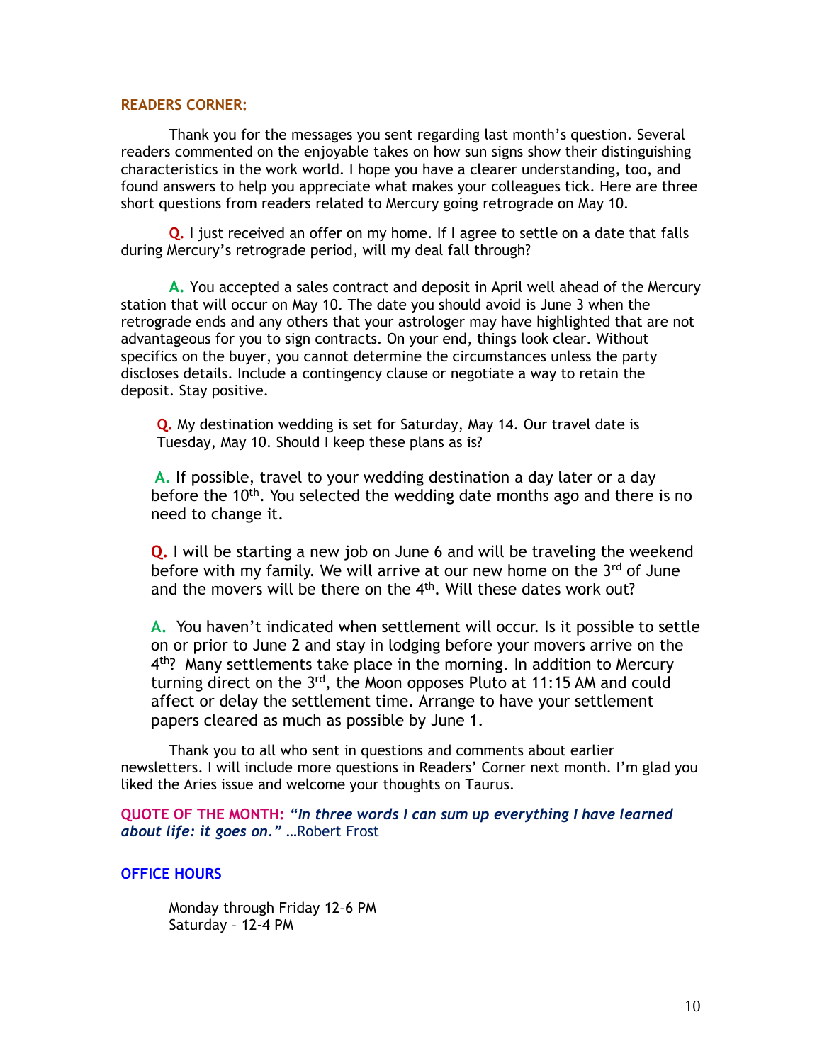## READERS CORNER:

Thank you for the messages you sent regarding last month's question. Several readers commented on the enjoyable takes on how sun signs show their distinguishing characteristics in the work world. I hope you have a clearer understanding, too, and found answers to help you appreciate what makes your colleagues tick. Here are three short questions from readers related to Mercury going retrograde on May 10.

**Q.** I just received an offer on my home. If I agree to settle on a date that falls during Mercury's retrograde period, will my deal fall through?

**A.** You accepted a sales contract and deposit in April well ahead of the Mercury station that will occur on May 10. The date you should avoid is June 3 when the retrograde ends and any others that your astrologer may have highlighted that are not advantageous for you to sign contracts. On your end, things look clear. Without specifics on the buyer, you cannot determine the circumstances unless the party discloses details. Include a contingency clause or negotiate a way to retain the deposit. Stay positive.

**Q.** My destination wedding is set for Saturday, May 14. Our travel date is Tuesday, May 10. Should I keep these plans as is?

**A.** If possible, travel to your wedding destination a day later or a day before the 10th. You selected the wedding date months ago and there is no need to change it.

**Q.** I will be starting a new job on June 6 and will be traveling the weekend before with my family. We will arrive at our new home on the 3rd of June and the movers will be there on the 4th. Will these dates work out?

**A.** You haven't indicated when settlement will occur. Is it possible to settle on or prior to June 2 and stay in lodging before your movers arrive on the 4th? Many settlements take place in the morning. In addition to Mercury turning direct on the 3rd, the Moon opposes Pluto at 11:15 AM and could affect or delay the settlement time. Arrange to have your settlement papers cleared as much as possible by June 1.

Thank you to all who sent in questions and comments about earlier newsletters. I will include more questions in Readers' Corner next month. I'm glad you liked the Aries issue and welcome your thoughts on Taurus.

**QUOTE OF THE MONTH:** ***"In three words I can sum up everything I have learned about life: it goes on."*** …Robert Frost

## OFFICE HOURS

Monday through Friday 12–6 PM
Saturday – 12-4 PM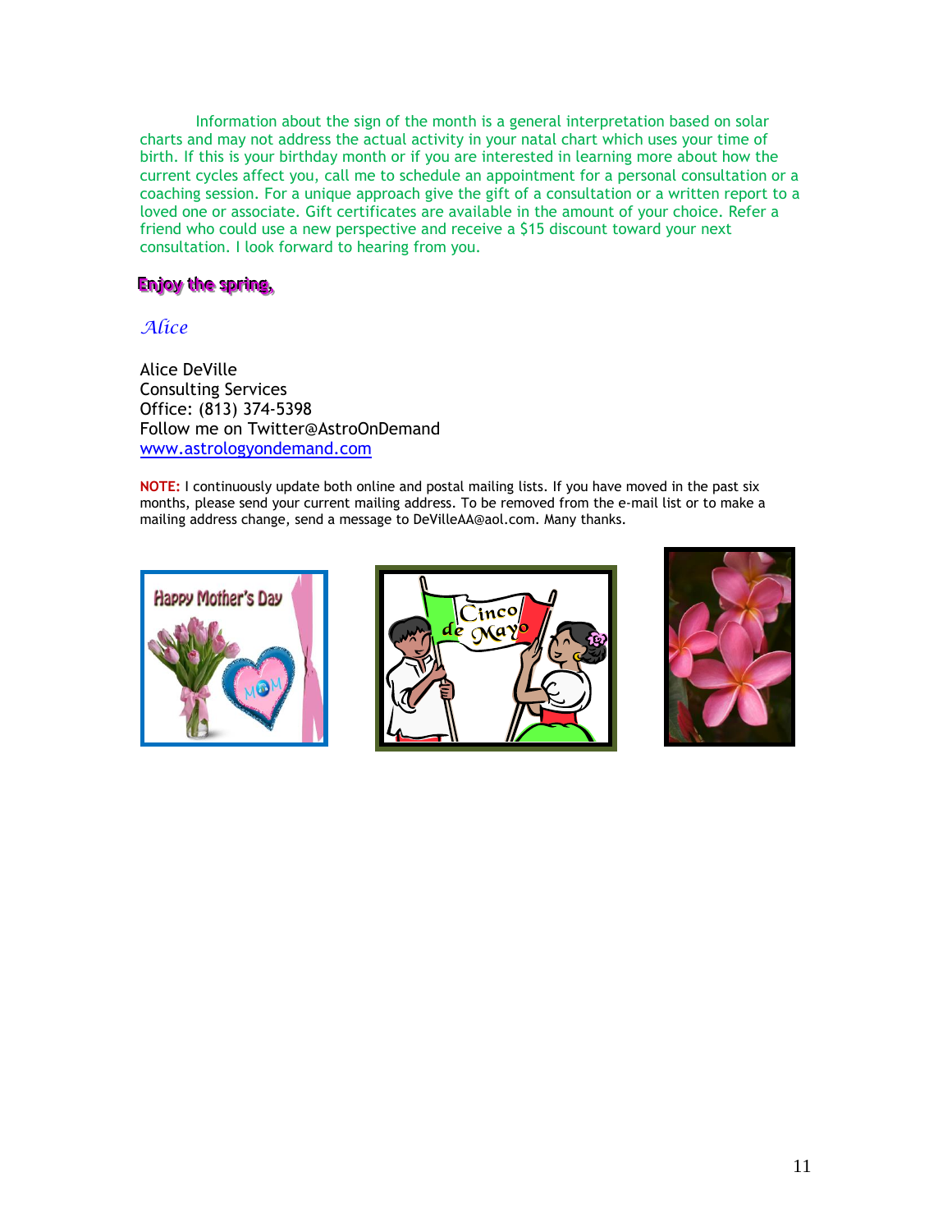Information about the sign of the month is a general interpretation based on solar charts and may not address the actual activity in your natal chart which uses your time of birth. If this is your birthday month or if you are interested in learning more about how the current cycles affect you, call me to schedule an appointment for a personal consultation or a coaching session. For a unique approach give the gift of a consultation or a written report to a loved one or associate. Gift certificates are available in the amount of your choice. Refer a friend who could use a new perspective and receive a $15 discount toward your next consultation. I look forward to hearing from you.

**Enjoy the spring,**

*Alice*

Alice DeVille
Consulting Services
Office: (813) 374-5398
Follow me on Twitter@AstroOnDemand
www.astrologyondemand.com

**NOTE:** I continuously update both online and postal mailing lists. If you have moved in the past six months, please send your current mailing address. To be removed from the e-mail list or to make a mailing address change, send a message to DeVilleAA@aol.com. Many thanks.